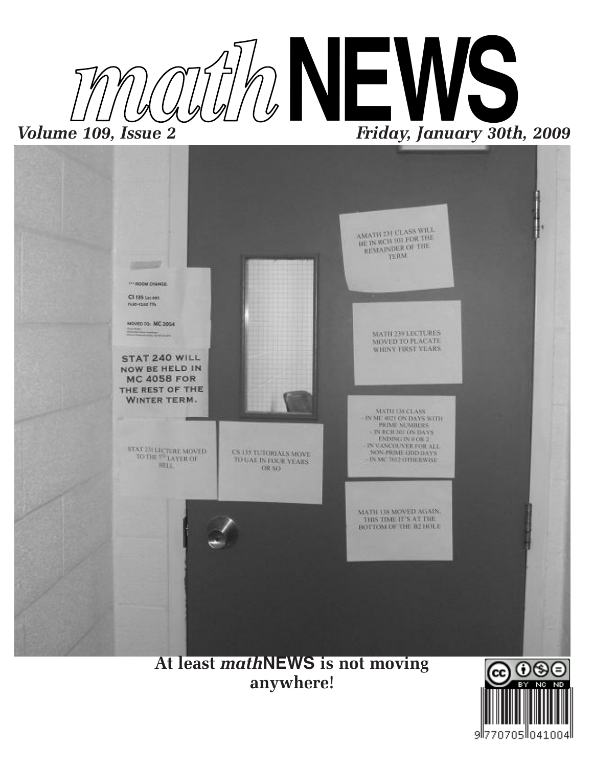# *math*NEWS

*Volume 109, Issue 2* *Friday, January 30th, 2009*

*** ROOM CHANGE:

CS 135 Lec 002

11:30-12:50 TTh

MOVED TO: MC 2054

STAT 240 WILL NOW BE HELD IN MC 4058 FOR THE REST OF THE WINTER TERM.

AMATH 231 CLASS WILL BE IN RCH 101 FOR THE REMAINDER OF THE TERM

MATH 239 LECTURES MOVED TO PLACATE WHINY FIRST YEARS

MATH 138 CLASS
- IN MC 4021 ON DAYS WITH PRIME NUMBERS
- IN RCH 301 ON DAYS ENDING IN 0 OR 2
- IN VANCOUVER FOR ALL NON-PRIME ODD DAYS
- IN MC 7012 OTHERWISE

STAT 231 LECTURE MOVED TO THE 7TH LAYER OF HELL

CS 135 TUTORIALS MOVE TO UAE IN FOUR YEARS OR SO

MATH 138 MOVED AGAIN, THIS TIME IT'S AT THE BOTTOM OF THE B2 HOLE

**At least *math*NEWS is not moving anywhere!**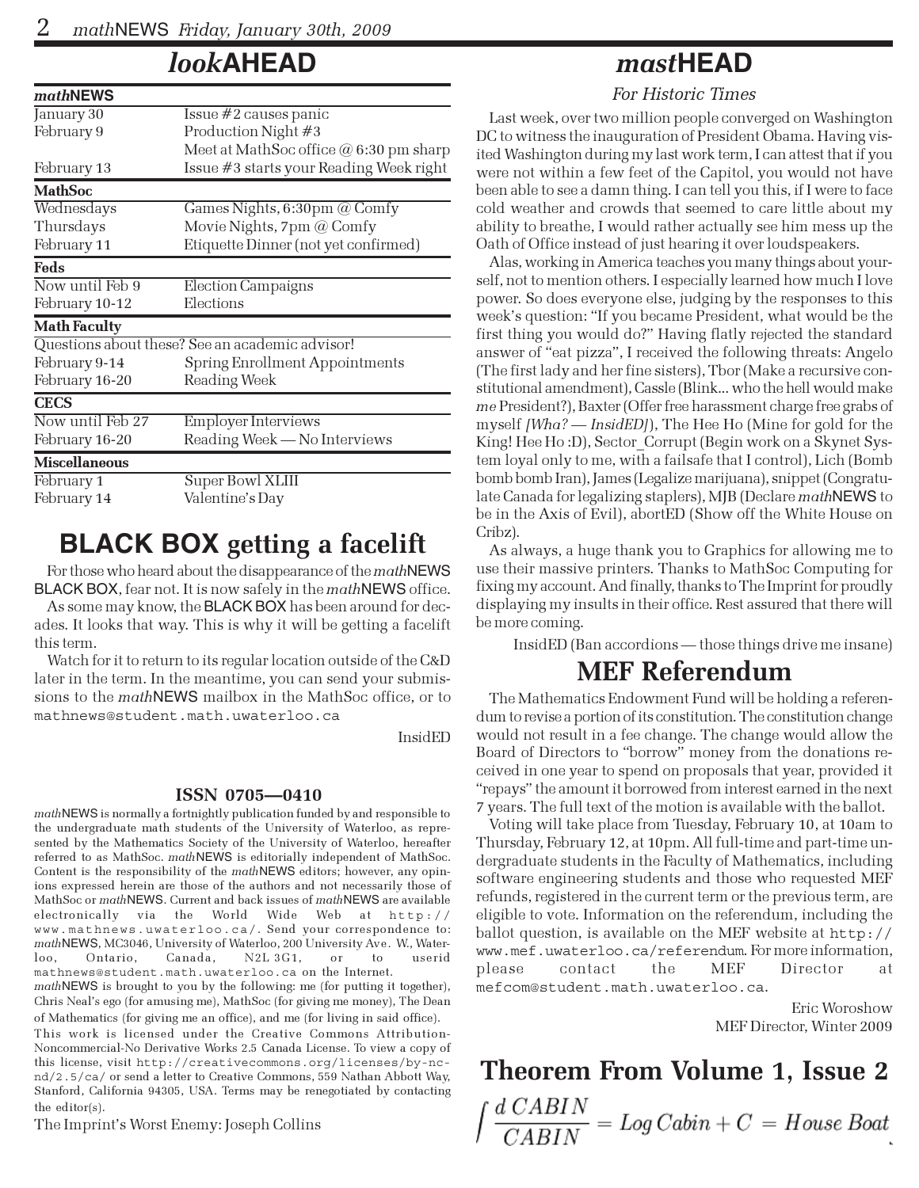# *look*AHEAD

| ***math*NEWS** | |
|---|---|
| January 30 | Issue #2 causes panic |
| February 9 | Production Night #3 |
| | Meet at MathSoc office @ 6:30 pm sharp |
| February 13 | Issue #3 starts your Reading Week right |
| **MathSoc** | |
| Wednesdays | Games Nights, 6:30pm @ Comfy |
| Thursdays | Movie Nights, 7pm @ Comfy |
| February 11 | Etiquette Dinner (not yet confirmed) |
| **Feds** | |
| Now until Feb 9 | Election Campaigns |
| February 10-12 | Elections |
| **Math Faculty** | |
| Questions about these? See an academic advisor! | |
| February 9-14 | Spring Enrollment Appointments |
| February 16-20 | Reading Week |
| **CECS** | |
| Now until Feb 27 | Employer Interviews |
| February 16-20 | Reading Week — No Interviews |
| **Miscellaneous** | |
| February 1 | Super Bowl XLIII |
| February 14 | Valentine's Day |

## BLACK BOX getting a facelift

For those who heard about the disappearance of the *math*NEWS BLACK BOX, fear not. It is now safely in the *math*NEWS office.

As some may know, the BLACK BOX has been around for decades. It looks that way. This is why it will be getting a facelift this term.

Watch for it to return to its regular location outside of the C&D later in the term. In the meantime, you can send your submissions to the *math*NEWS mailbox in the MathSoc office, or to mathnews@student.math.uwaterloo.ca

InsidED

### ISSN 0705—0410

*math*NEWS is normally a fortnightly publication funded by and responsible to the undergraduate math students of the University of Waterloo, as represented by the Mathematics Society of the University of Waterloo, hereafter referred to as MathSoc. *math*NEWS is editorially independent of MathSoc. Content is the responsibility of the *math*NEWS editors; however, any opinions expressed herein are those of the authors and not necessarily those of MathSoc or *math*NEWS. Current and back issues of *math*NEWS are available electronically via the World Wide Web at http://www.mathnews.uwaterloo.ca/. Send your correspondence to: *math*NEWS, MC3046, University of Waterloo, 200 University Ave. W., Waterloo, Ontario, Canada, N2L 3G1, or to userid mathnews@student.math.uwaterloo.ca on the Internet.

*math*NEWS is brought to you by the following: me (for putting it together), Chris Neal's ego (for amusing me), MathSoc (for giving me money), The Dean of Mathematics (for giving me an office), and me (for living in said office).

This work is licensed under the Creative Commons Attribution-Noncommercial-No Derivative Works 2.5 Canada License. To view a copy of this license, visit http://creativecommons.org/licenses/by-nc-nd/2.5/ca/ or send a letter to Creative Commons, 559 Nathan Abbott Way, Stanford, California 94305, USA. Terms may be renegotiated by contacting the editor(s).

The Imprint's Worst Enemy: Joseph Collins

# *mast*HEAD

*For Historic Times*

Last week, over two million people converged on Washington DC to witness the inauguration of President Obama. Having visited Washington during my last work term, I can attest that if you were not within a few feet of the Capitol, you would not have been able to see a damn thing. I can tell you this, if I were to face cold weather and crowds that seemed to care little about my ability to breathe, I would rather actually see him mess up the Oath of Office instead of just hearing it over loudspeakers.

Alas, working in America teaches you many things about yourself, not to mention others. I especially learned how much I love power. So does everyone else, judging by the responses to this week's question: "If you became President, what would be the first thing you would do?" Having flatly rejected the standard answer of "eat pizza", I received the following threats: Angelo (The first lady and her fine sisters), Tbor (Make a recursive constitutional amendment), Cassle (Blink... who the hell would make *me* President?), Baxter (Offer free harassment charge free grabs of myself *[Wha? — InsidED]*), The Hee Ho (Mine for gold for the King! Hee Ho :D), Sector_Corrupt (Begin work on a Skynet System loyal only to me, with a failsafe that I control), Lich (Bomb bomb bomb Iran), James (Legalize marijuana), snippet (Congratulate Canada for legalizing staplers), MJB (Declare *math*NEWS to be in the Axis of Evil), abortED (Show off the White House on Cribz).

As always, a huge thank you to Graphics for allowing me to use their massive printers. Thanks to MathSoc Computing for fixing my account. And finally, thanks to The Imprint for proudly displaying my insults in their office. Rest assured that there will be more coming.

InsidED (Ban accordions — those things drive me insane)

## MEF Referendum

The Mathematics Endowment Fund will be holding a referendum to revise a portion of its constitution. The constitution change would not result in a fee change. The change would allow the Board of Directors to "borrow" money from the donations received in one year to spend on proposals that year, provided it "repays" the amount it borrowed from interest earned in the next 7 years. The full text of the motion is available with the ballot.

Voting will take place from Tuesday, February 10, at 10am to Thursday, February 12, at 10pm. All full-time and part-time undergraduate students in the Faculty of Mathematics, including software engineering students and those who requested MEF refunds, registered in the current term or the previous term, are eligible to vote. Information on the referendum, including the ballot question, is available on the MEF website at http://www.mef.uwaterloo.ca/referendum. For more information, please contact the MEF Director at mefcom@student.math.uwaterloo.ca.

Eric Woroshow
MEF Director, Winter 2009

## Theorem From Volume 1, Issue 2

$$\int \frac{d\, CABIN}{CABIN} = Log\, Cabin + C = House\ Boat$$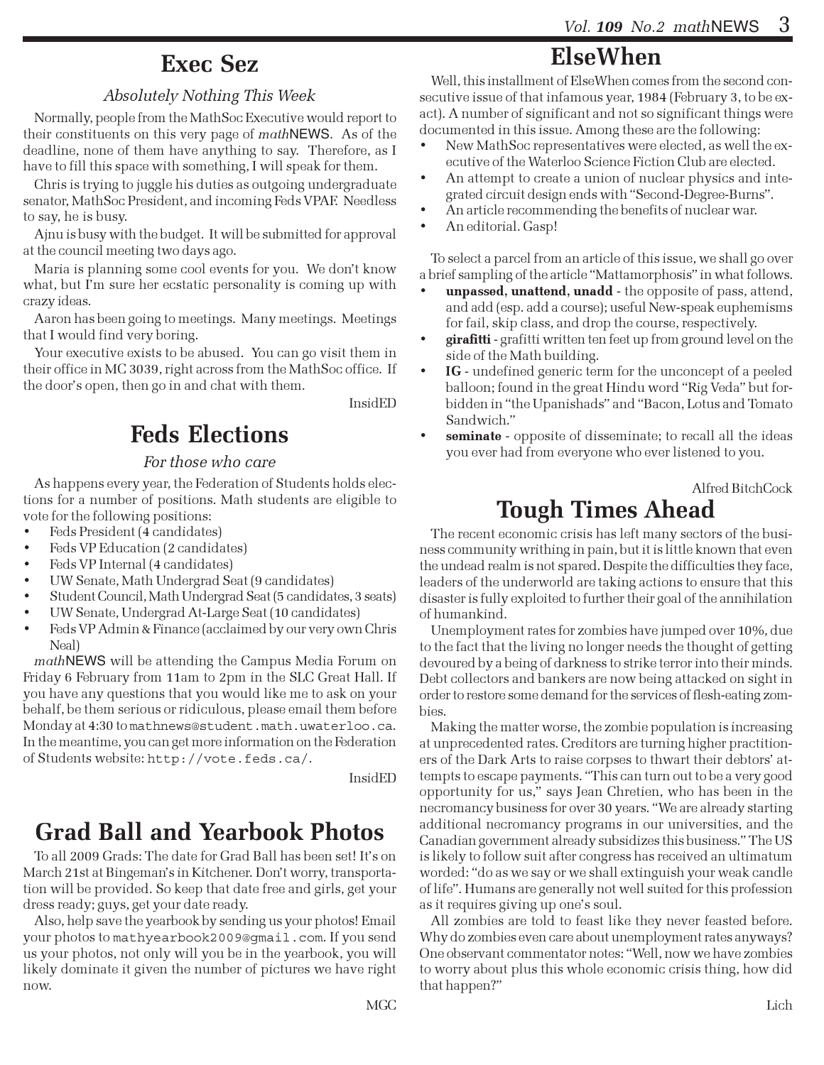## Exec Sez

*Absolutely Nothing This Week*

Normally, people from the MathSoc Executive would report to their constituents on this very page of *math*NEWS. As of the deadline, none of them have anything to say. Therefore, as I have to fill this space with something, I will speak for them.

Chris is trying to juggle his duties as outgoing undergraduate senator, MathSoc President, and incoming Feds VPAF. Needless to say, he is busy.

Ajnu is busy with the budget. It will be submitted for approval at the council meeting two days ago.

Maria is planning some cool events for you. We don't know what, but I'm sure her ecstatic personality is coming up with crazy ideas.

Aaron has been going to meetings. Many meetings. Meetings that I would find very boring.

Your executive exists to be abused. You can go visit them in their office in MC 3039, right across from the MathSoc office. If the door's open, then go in and chat with them.

InsidED

## Feds Elections

*For those who care*

As happens every year, the Federation of Students holds elections for a number of positions. Math students are eligible to vote for the following positions:

- Feds President (4 candidates)
- Feds VP Education (2 candidates)
- Feds VP Internal (4 candidates)
- UW Senate, Math Undergrad Seat (9 candidates)
- Student Council, Math Undergrad Seat (5 candidates, 3 seats)
- UW Senate, Undergrad At-Large Seat (10 candidates)
- Feds VP Admin & Finance (acclaimed by our very own Chris Neal)

*math*NEWS will be attending the Campus Media Forum on Friday 6 February from 11am to 2pm in the SLC Great Hall. If you have any questions that you would like me to ask on your behalf, be them serious or ridiculous, please email them before Monday at 4:30 to mathnews@student.math.uwaterloo.ca. In the meantime, you can get more information on the Federation of Students website: http://vote.feds.ca/.

InsidED

## Grad Ball and Yearbook Photos

To all 2009 Grads: The date for Grad Ball has been set! It's on March 21st at Bingeman's in Kitchener. Don't worry, transportation will be provided. So keep that date free and girls, get your dress ready; guys, get your date ready.

Also, help save the yearbook by sending us your photos! Email your photos to mathyearbook2009@gmail.com. If you send us your photos, not only will you be in the yearbook, you will likely dominate it given the number of pictures we have right now.

MGC

## ElseWhen

Well, this installment of ElseWhen comes from the second consecutive issue of that infamous year, 1984 (February 3, to be exact). A number of significant and not so significant things were documented in this issue. Among these are the following:

- New MathSoc representatives were elected, as well the executive of the Waterloo Science Fiction Club are elected.
- An attempt to create a union of nuclear physics and integrated circuit design ends with "Second-Degree-Burns".
- An article recommending the benefits of nuclear war.
- An editorial. Gasp!

To select a parcel from an article of this issue, we shall go over a brief sampling of the article "Mattamorphosis" in what follows.

- **unpassed, unattend, unadd** - the opposite of pass, attend, and add (esp. add a course); useful New-speak euphemisms for fail, skip class, and drop the course, respectively.
- **girafitti** - grafitti written ten feet up from ground level on the side of the Math building.
- **IG** - undefined generic term for the unconcept of a peeled balloon; found in the great Hindu word "Rig Veda" but forbidden in "the Upanishads" and "Bacon, Lotus and Tomato Sandwich."
- **seminate** - opposite of disseminate; to recall all the ideas you ever had from everyone who ever listened to you.

Alfred BitchCock

## Tough Times Ahead

The recent economic crisis has left many sectors of the business community writhing in pain, but it is little known that even the undead realm is not spared. Despite the difficulties they face, leaders of the underworld are taking actions to ensure that this disaster is fully exploited to further their goal of the annihilation of humankind.

Unemployment rates for zombies have jumped over 10%, due to the fact that the living no longer needs the thought of getting devoured by a being of darkness to strike terror into their minds. Debt collectors and bankers are now being attacked on sight in order to restore some demand for the services of flesh-eating zombies.

Making the matter worse, the zombie population is increasing at unprecedented rates. Creditors are turning higher practitioners of the Dark Arts to raise corpses to thwart their debtors' attempts to escape payments. "This can turn out to be a very good opportunity for us," says Jean Chretien, who has been in the necromancy business for over 30 years. "We are already starting additional necromancy programs in our universities, and the Canadian government already subsidizes this business." The US is likely to follow suit after congress has received an ultimatum worded: "do as we say or we shall extinguish your weak candle of life". Humans are generally not well suited for this profession as it requires giving up one's soul.

All zombies are told to feast like they never feasted before. Why do zombies even care about unemployment rates anyways? One observant commentator notes: "Well, now we have zombies to worry about plus this whole economic crisis thing, how did that happen?"

Lich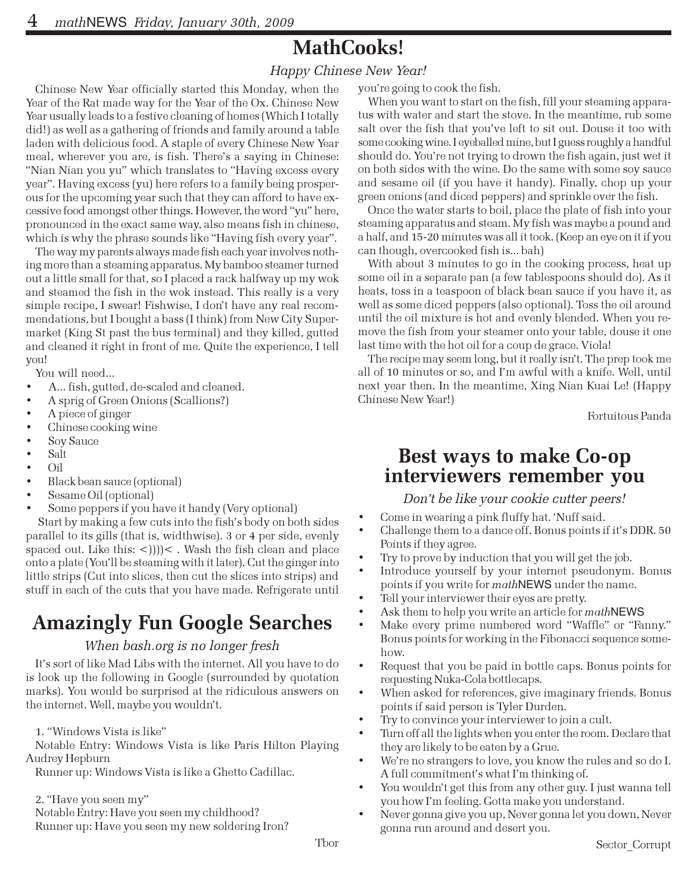# MathCooks!

*Happy Chinese New Year!*

Chinese New Year officially started this Monday, when the Year of the Rat made way for the Year of the Ox. Chinese New Year usually leads to a festive cleaning of homes (Which I totally did!) as well as a gathering of friends and family around a table laden with delicious food. A staple of every Chinese New Year meal, wherever you are, is fish. There's a saying in Chinese: "Nian Nian you yu" which translates to "Having excess every year". Having excess (yu) here refers to a family being prosperous for the upcoming year such that they can afford to have excessive food amongst other things. However, the word "yu" here, pronounced in the exact same way, also means fish in chinese, which is why the phrase sounds like "Having fish every year".

The way my parents always made fish each year involves nothing more than a steaming apparatus. My bamboo steamer turned out a little small for that, so I placed a rack halfway up my wok and steamed the fish in the wok instead. This really is a very simple recipe, I swear! Fishwise, I don't have any real recommendations, but I bought a bass (I think) from New City Supermarket (King St past the bus terminal) and they killed, gutted and cleaned it right in front of me. Quite the experience, I tell you!

You will need...

- A... fish, gutted, de-scaled and cleaned.
- A sprig of Green Onions (Scallions?)
- A piece of ginger
- Chinese cooking wine
- Soy Sauce
- Salt
- Oil
- Black bean sauce (optional)
- Sesame Oil (optional)
- Some peppers if you have it handy (Very optional)

Start by making a few cuts into the fish's body on both sides parallel to its gills (that is, widthwise). 3 or 4 per side, evenly spaced out. Like this: <))))< . Wash the fish clean and place onto a plate (You'll be steaming with it later). Cut the ginger into little strips (Cut into slices, then cut the slices into strips) and stuff in each of the cuts that you have made. Refrigerate until you're going to cook the fish.

When you want to start on the fish, fill your steaming apparatus with water and start the stove. In the meantime, rub some salt over the fish that you've left to sit out. Douse it too with some cooking wine. I eyeballed mine, but I guess roughly a handful should do. You're not trying to drown the fish again, just wet it on both sides with the wine. Do the same with some soy sauce and sesame oil (if you have it handy). Finally, chop up your green onions (and diced peppers) and sprinkle over the fish.

Once the water starts to boil, place the plate of fish into your steaming apparatus and steam. My fish was maybe a pound and a half, and 15-20 minutes was all it took. (Keep an eye on it if you can though, overcooked fish is... bah)

With about 3 minutes to go in the cooking process, heat up some oil in a separate pan (a few tablespoons should do). As it heats, toss in a teaspoon of black bean sauce if you have it, as well as some diced peppers (also optional). Toss the oil around until the oil mixture is hot and evenly blended. When you remove the fish from your steamer onto your table, douse it one last time with the hot oil for a coup de grace. Viola!

The recipe may seem long, but it really isn't. The prep took me all of 10 minutes or so, and I'm awful with a knife. Well, until next year then. In the meantime, Xing Nian Kuai Le! (Happy Chinese New Year!)

Fortuitous Panda

# Amazingly Fun Google Searches

*When bash.org is no longer fresh*

It's sort of like Mad Libs with the internet. All you have to do is look up the following in Google (surrounded by quotation marks). You would be surprised at the ridiculous answers on the internet. Well, maybe you wouldn't.

1. "Windows Vista is like"

Notable Entry: Windows Vista is like Paris Hilton Playing Audrey Hepburn

Runner up: Windows Vista is like a Ghetto Cadillac.

2. "Have you seen my"

Notable Entry: Have you seen my childhood?

Runner up: Have you seen my new soldering Iron?

Tbor

# Best ways to make Co-op interviewers remember you

*Don't be like your cookie cutter peers!*

- Come in wearing a pink fluffy hat. 'Nuff said.
- Challenge them to a dance off. Bonus points if it's DDR. 50 Points if they agree.
- Try to prove by induction that you will get the job.
- Introduce yourself by your internet pseudonym. Bonus points if you write for *math*NEWS under the name.
- Tell your interviewer their eyes are pretty.
- Ask them to help you write an article for *math*NEWS
- Make every prime numbered word "Waffle" or "Fanny." Bonus points for working in the Fibonacci sequence somehow.
- Request that you be paid in bottle caps. Bonus points for requesting Nuka-Cola bottlecaps.
- When asked for references, give imaginary friends. Bonus points if said person is Tyler Durden.
- Try to convince your interviewer to join a cult.
- Turn off all the lights when you enter the room. Declare that they are likely to be eaten by a Grue.
- We're no strangers to love, you know the rules and so do I. A full commitment's what I'm thinking of.
- You wouldn't get this from any other guy. I just wanna tell you how I'm feeling. Gotta make you understand.
- Never gonna give you up, Never gonna let you down, Never gonna run around and desert you.

Sector_Corrupt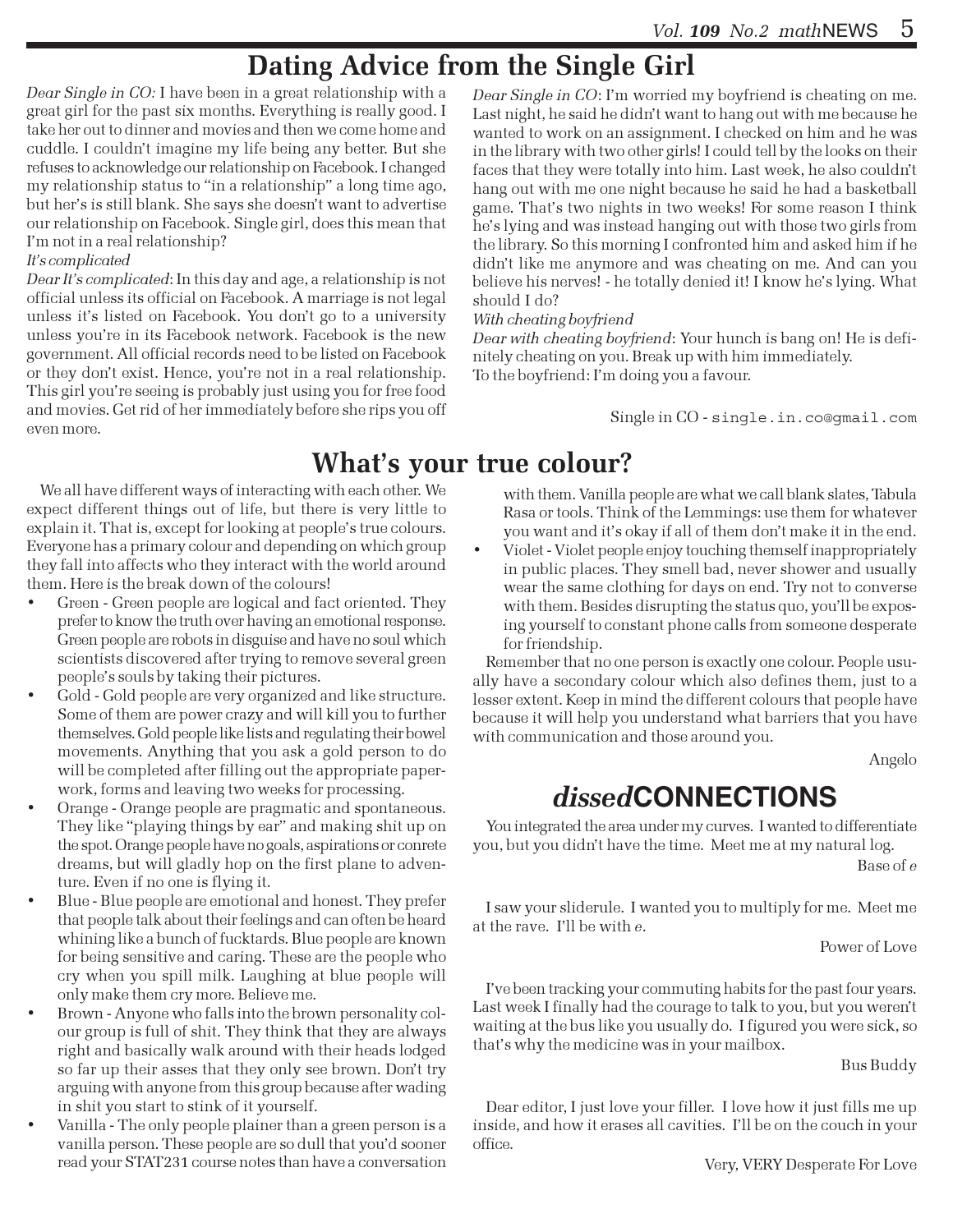# Dating Advice from the Single Girl

*Dear Single in CO:* I have been in a great relationship with a great girl for the past six months. Everything is really good. I take her out to dinner and movies and then we come home and cuddle. I couldn't imagine my life being any better. But she refuses to acknowledge our relationship on Facebook. I changed my relationship status to "in a relationship" a long time ago, but her's is still blank. She says she doesn't want to advertise our relationship on Facebook. Single girl, does this mean that I'm not in a real relationship?

*It's complicated*

*Dear It's complicated*: In this day and age, a relationship is not official unless its official on Facebook. A marriage is not legal unless it's listed on Facebook. You don't go to a university unless you're in its Facebook network. Facebook is the new government. All official records need to be listed on Facebook or they don't exist. Hence, you're not in a real relationship. This girl you're seeing is probably just using you for free food and movies. Get rid of her immediately before she rips you off even more.

*Dear Single in CO*: I'm worried my boyfriend is cheating on me. Last night, he said he didn't want to hang out with me because he wanted to work on an assignment. I checked on him and he was in the library with two other girls! I could tell by the looks on their faces that they were totally into him. Last week, he also couldn't hang out with me one night because he said he had a basketball game. That's two nights in two weeks! For some reason I think he's lying and was instead hanging out with those two girls from the library. So this morning I confronted him and asked him if he didn't like me anymore and was cheating on me. And can you believe his nerves! - he totally denied it! I know he's lying. What should I do?

*With cheating boyfriend*

*Dear with cheating boyfriend*: Your hunch is bang on! He is definitely cheating on you. Break up with him immediately.

To the boyfriend: I'm doing you a favour.

Single in CO - single.in.co@gmail.com

# What's your true colour?

We all have different ways of interacting with each other. We expect different things out of life, but there is very little to explain it. That is, except for looking at people's true colours. Everyone has a primary colour and depending on which group they fall into affects who they interact with the world around them. Here is the break down of the colours!

- Green - Green people are logical and fact oriented. They prefer to know the truth over having an emotional response. Green people are robots in disguise and have no soul which scientists discovered after trying to remove several green people's souls by taking their pictures.
- Gold - Gold people are very organized and like structure. Some of them are power crazy and will kill you to further themselves. Gold people like lists and regulating their bowel movements. Anything that you ask a gold person to do will be completed after filling out the appropriate paperwork, forms and leaving two weeks for processing.
- Orange - Orange people are pragmatic and spontaneous. They like "playing things by ear" and making shit up on the spot. Orange people have no goals, aspirations or conrete dreams, but will gladly hop on the first plane to adventure. Even if no one is flying it.
- Blue - Blue people are emotional and honest. They prefer that people talk about their feelings and can often be heard whining like a bunch of fucktards. Blue people are known for being sensitive and caring. These are the people who cry when you spill milk. Laughing at blue people will only make them cry more. Believe me.
- Brown - Anyone who falls into the brown personality colour group is full of shit. They think that they are always right and basically walk around with their heads lodged so far up their asses that they only see brown. Don't try arguing with anyone from this group because after wading in shit you start to stink of it yourself.
- Vanilla - The only people plainer than a green person is a vanilla person. These people are so dull that you'd sooner read your STAT231 course notes than have a conversation with them. Vanilla people are what we call blank slates, Tabula Rasa or tools. Think of the Lemmings: use them for whatever you want and it's okay if all of them don't make it in the end.
- Violet - Violet people enjoy touching themself inappropriately in public places. They smell bad, never shower and usually wear the same clothing for days on end. Try not to converse with them. Besides disrupting the status quo, you'll be exposing yourself to constant phone calls from someone desperate for friendship.

Remember that no one person is exactly one colour. People usually have a secondary colour which also defines them, just to a lesser extent. Keep in mind the different colours that people have because it will help you understand what barriers that you have with communication and those around you.

Angelo

# *dissed*CONNECTIONS

You integrated the area under my curves. I wanted to differentiate you, but you didn't have the time. Meet me at my natural log.

Base of *e*

I saw your sliderule. I wanted you to multiply for me. Meet me at the rave. I'll be with *e*.

Power of Love

I've been tracking your commuting habits for the past four years. Last week I finally had the courage to talk to you, but you weren't waiting at the bus like you usually do. I figured you were sick, so that's why the medicine was in your mailbox.

Bus Buddy

Dear editor, I just love your filler. I love how it just fills me up inside, and how it erases all cavities. I'll be on the couch in your office.

Very, VERY Desperate For Love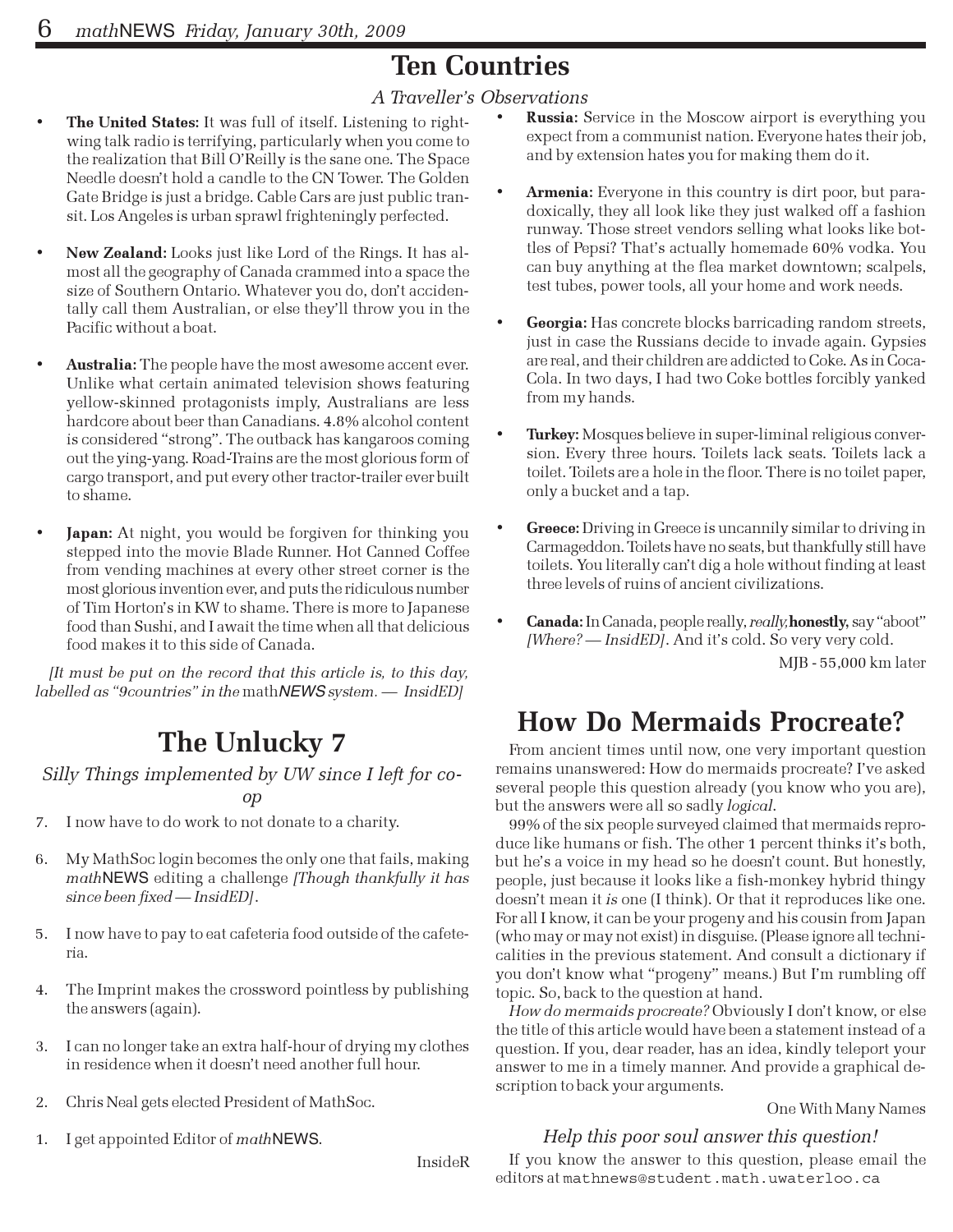# Ten Countries

*A Traveller's Observations*

- **The United States:** It was full of itself. Listening to right-wing talk radio is terrifying, particularly when you come to the realization that Bill O'Reilly is the sane one. The Space Needle doesn't hold a candle to the CN Tower. The Golden Gate Bridge is just a bridge. Cable Cars are just public transit. Los Angeles is urban sprawl frighteningly perfected.

- **New Zealand:** Looks just like Lord of the Rings. It has almost all the geography of Canada crammed into a space the size of Southern Ontario. Whatever you do, don't accidentally call them Australian, or else they'll throw you in the Pacific without a boat.

- **Australia:** The people have the most awesome accent ever. Unlike what certain animated television shows featuring yellow-skinned protagonists imply, Australians are less hardcore about beer than Canadians. 4.8% alcohol content is considered "strong". The outback has kangaroos coming out the ying-yang. Road-Trains are the most glorious form of cargo transport, and put every other tractor-trailer ever built to shame.

- **Japan:** At night, you would be forgiven for thinking you stepped into the movie Blade Runner. Hot Canned Coffee from vending machines at every other street corner is the most glorious invention ever, and puts the ridiculous number of Tim Horton's in KW to shame. There is more to Japanese food than Sushi, and I await the time when all that delicious food makes it to this side of Canada.

- **Russia:** Service in the Moscow airport is everything you expect from a communist nation. Everyone hates their job, and by extension hates you for making them do it.

- **Armenia:** Everyone in this country is dirt poor, but paradoxically, they all look like they just walked off a fashion runway. Those street vendors selling what looks like bottles of Pepsi? That's actually homemade 60% vodka. You can buy anything at the flea market downtown; scalpels, test tubes, power tools, all your home and work needs.

- **Georgia:** Has concrete blocks barricading random streets, just in case the Russians decide to invade again. Gypsies are real, and their children are addicted to Coke. As in Coca-Cola. In two days, I had two Coke bottles forcibly yanked from my hands.

- **Turkey:** Mosques believe in super-liminal religious conversion. Every three hours. Toilets lack seats. Toilets lack a toilet. Toilets are a hole in the floor. There is no toilet paper, only a bucket and a tap.

- **Greece:** Driving in Greece is uncannily similar to driving in Carmageddon. Toilets have no seats, but thankfully still have toilets. You literally can't dig a hole without finding at least three levels of ruins of ancient civilizations.

- **Canada:** In Canada, people really, *really*, **honestly**, say "aboot" *[Where? — InsidED]*. And it's cold. So very very cold.

MJB - 55,000 km later

*[It must be put on the record that this article is, to this day, labelled as "9countries" in the* math*NEWS system. — InsidED]*

# The Unlucky 7

*Silly Things implemented by UW since I left for co-op*

7. I now have to do work to not donate to a charity.

6. My MathSoc login becomes the only one that fails, making *math*NEWS editing a challenge *[Though thankfully it has since been fixed — InsidED]*.

5. I now have to pay to eat cafeteria food outside of the cafeteria.

4. The Imprint makes the crossword pointless by publishing the answers (again).

3. I can no longer take an extra half-hour of drying my clothes in residence when it doesn't need another full hour.

2. Chris Neal gets elected President of MathSoc.

1. I get appointed Editor of *math*NEWS.

InsideR

# How Do Mermaids Procreate?

From ancient times until now, one very important question remains unanswered: How do mermaids procreate? I've asked several people this question already (you know who you are), but the answers were all so sadly *logical*.

99% of the six people surveyed claimed that mermaids reproduce like humans or fish. The other 1 percent thinks it's both, but he's a voice in my head so he doesn't count. But honestly, people, just because it looks like a fish-monkey hybrid thingy doesn't mean it *is* one (I think). Or that it reproduces like one. For all I know, it can be your progeny and his cousin from Japan (who may or may not exist) in disguise. (Please ignore all technicalities in the previous statement. And consult a dictionary if you don't know what "progeny" means.) But I'm rumbling off topic. So, back to the question at hand.

*How do mermaids procreate?* Obviously I don't know, or else the title of this article would have been a statement instead of a question. If you, dear reader, has an idea, kindly teleport your answer to me in a timely manner. And provide a graphical description to back your arguments.

One With Many Names

*Help this poor soul answer this question!*

If you know the answer to this question, please email the editors at mathnews@student.math.uwaterloo.ca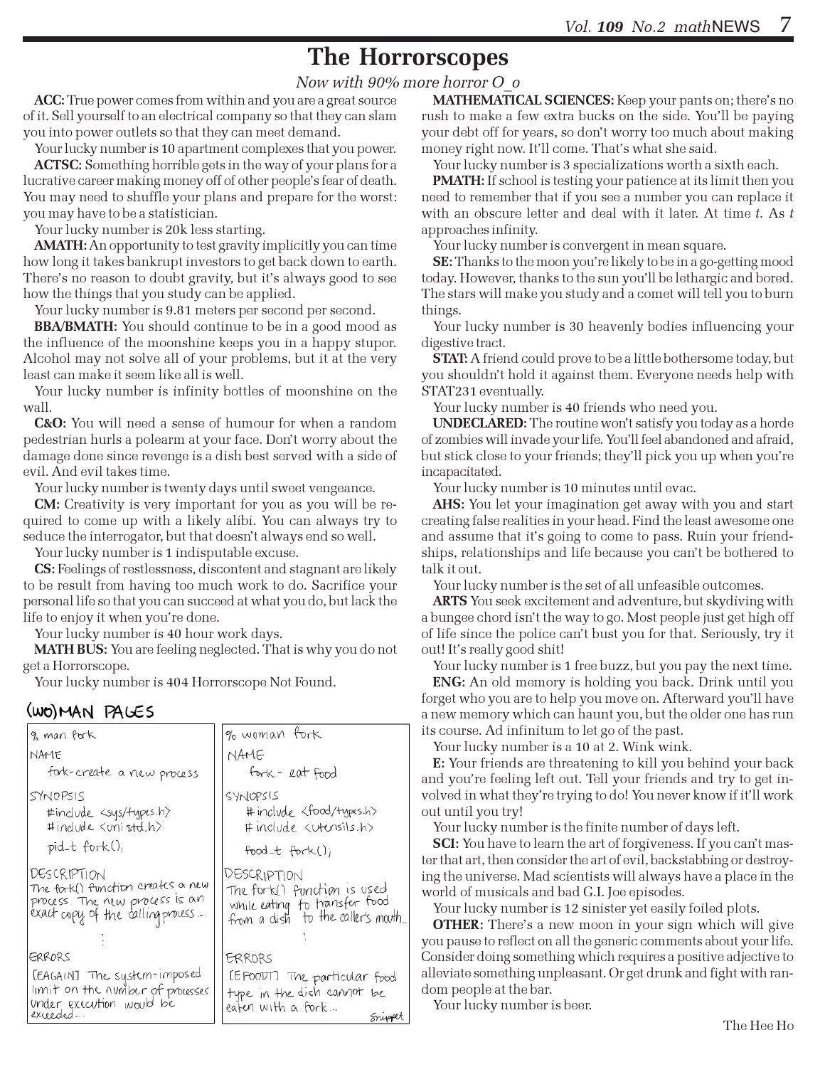# The Horrorscopes

*Now with 90% more horror O_o*

**ACC:** True power comes from within and you are a great source of it. Sell yourself to an electrical company so that they can slam you into power outlets so that they can meet demand.

Your lucky number is 10 apartment complexes that you power.

**ACTSC:** Something horrible gets in the way of your plans for a lucrative career making money off of other people's fear of death. You may need to shuffle your plans and prepare for the worst: you may have to be a statistician.

Your lucky number is 20k less starting.

**AMATH:** An opportunity to test gravity implicitly you can time how long it takes bankrupt investors to get back down to earth. There's no reason to doubt gravity, but it's always good to see how the things that you study can be applied.

Your lucky number is 9.81 meters per second per second.

**BBA/BMATH:** You should continue to be in a good mood as the influence of the moonshine keeps you in a happy stupor. Alcohol may not solve all of your problems, but it at the very least can make it seem like all is well.

Your lucky number is infinity bottles of moonshine on the wall.

**C&O:** You will need a sense of humour for when a random pedestrian hurls a polearm at your face. Don't worry about the damage done since revenge is a dish best served with a side of evil. And evil takes time.

Your lucky number is twenty days until sweet vengeance.

**CM:** Creativity is very important for you as you will be required to come up with a likely alibi. You can always try to seduce the interrogator, but that doesn't always end so well.

Your lucky number is 1 indisputable excuse.

**CS:** Feelings of restlessness, discontent and stagnant are likely to be result from having too much work to do. Sacrifice your personal life so that you can succeed at what you do, but lack the life to enjoy it when you're done.

Your lucky number is 40 hour work days.

**MATH BUS:** You are feeling neglected. That is why you do not get a Horrorscope.

Your lucky number is 404 Horrorscope Not Found.

**MATHEMATICAL SCIENCES:** Keep your pants on; there's no rush to make a few extra bucks on the side. You'll be paying your debt off for years, so don't worry too much about making money right now. It'll come. That's what she said.

Your lucky number is 3 specializations worth a sixth each.

**PMATH:** If school is testing your patience at its limit then you need to remember that if you see a number you can replace it with an obscure letter and deal with it later. At time $t$. As $t$ approaches infinity.

Your lucky number is convergent in mean square.

**SE:** Thanks to the moon you're likely to be in a go-getting mood today. However, thanks to the sun you'll be lethargic and bored. The stars will make you study and a comet will tell you to burn things.

Your lucky number is 30 heavenly bodies influencing your digestive tract.

**STAT:** A friend could prove to be a little bothersome today, but you shouldn't hold it against them. Everyone needs help with STAT231 eventually.

Your lucky number is 40 friends who need you.

**UNDECLARED:** The routine won't satisfy you today as a horde of zombies will invade your life. You'll feel abandoned and afraid, but stick close to your friends; they'll pick you up when you're incapacitated.

Your lucky number is 10 minutes until evac.

**AHS:** You let your imagination get away with you and start creating false realities in your head. Find the least awesome one and assume that it's going to come to pass. Ruin your friendships, relationships and life because you can't be bothered to talk it out.

Your lucky number is the set of all unfeasible outcomes.

**ARTS** You seek excitement and adventure, but skydiving with a bungee chord isn't the way to go. Most people just get high off of life since the police can't bust you for that. Seriously, try it out! It's really good shit!

Your lucky number is 1 free buzz, but you pay the next time.

**ENG:** An old memory is holding you back. Drink until you forget who you are to help you move on. Afterward you'll have a new memory which can haunt you, but the older one has run its course. Ad infinitum to let go of the past.

Your lucky number is a 10 at 2. Wink wink.

**E:** Your friends are threatening to kill you behind your back and you're feeling left out. Tell your friends and try to get involved in what they're trying to do! You never know if it'll work out until you try!

Your lucky number is the finite number of days left.

**SCI:** You have to learn the art of forgiveness. If you can't master that art, then consider the art of evil, backstabbing or destroying the universe. Mad scientists will always have a place in the world of musicals and bad G.I. Joe episodes.

Your lucky number is 12 sinister yet easily foiled plots.

**OTHER:** There's a new moon in your sign which will give you pause to reflect on all the generic comments about your life. Consider doing something which requires a positive adjective to alleviate something unpleasant. Or get drunk and fight with random people at the bar.

Your lucky number is beer.

The Hee Ho

## (WO)MAN PAGES

```
% man fork

NAME
    fork - create a new process

SYNOPSIS
    #include <sys/types.h>
    #include <unistd.h>

    pid_t fork();

DESCRIPTION
The fork() function creates a new
process. The new process is an
exact copy of the calling process...

    ⋮

ERRORS
[EAGAIN] The system-imposed
limit on the number of processes
under execution would be
exceeded...
```

```
% woman fork

NAME
    fork - eat food

SYNOPSIS
    #include <food/types.h>
    #include <utensils.h>

    food_t fork();

DESCRIPTION
The fork() function is used
while eating to transfer food
from a dish to the caller's mouth..

    ⋮

ERRORS
[EFOODT] The particular food
type in the dish cannot be
eaten with a fork...
```

Snippet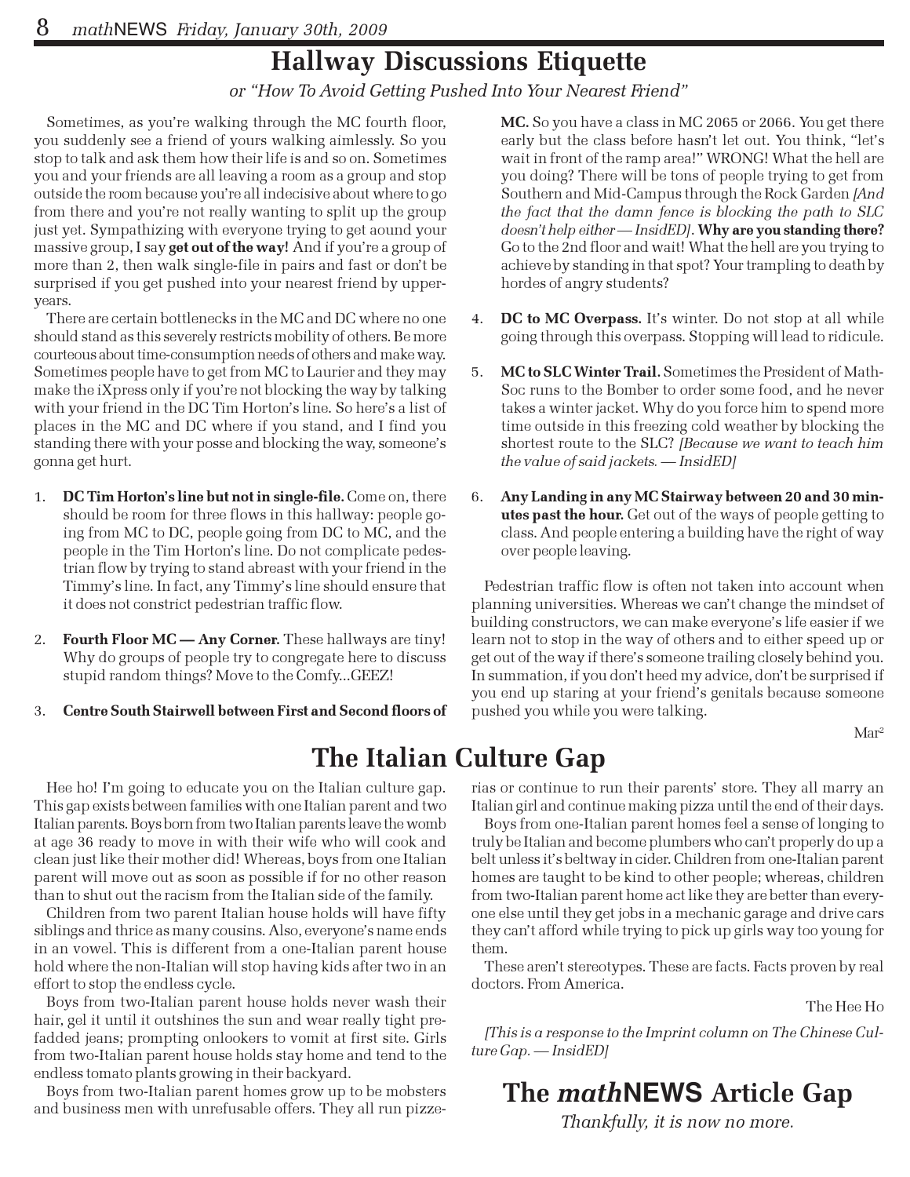# Hallway Discussions Etiquette

*or "How To Avoid Getting Pushed Into Your Nearest Friend"*

Sometimes, as you're walking through the MC fourth floor, you suddenly see a friend of yours walking aimlessly. So you stop to talk and ask them how their life is and so on. Sometimes you and your friends are all leaving a room as a group and stop outside the room because you're all indecisive about where to go from there and you're not really wanting to split up the group just yet. Sympathizing with everyone trying to get aound your massive group, I say **get out of the way!** And if you're a group of more than 2, then walk single-file in pairs and fast or don't be surprised if you get pushed into your nearest friend by upper-years.

There are certain bottlenecks in the MC and DC where no one should stand as this severely restricts mobility of others. Be more courteous about time-consumption needs of others and make way. Sometimes people have to get from MC to Laurier and they may make the iXpress only if you're not blocking the way by talking with your friend in the DC Tim Horton's line. So here's a list of places in the MC and DC where if you stand, and I find you standing there with your posse and blocking the way, someone's gonna get hurt.

1. **DC Tim Horton's line but not in single-file.** Come on, there should be room for three flows in this hallway: people going from MC to DC, people going from DC to MC, and the people in the Tim Horton's line. Do not complicate pedestrian flow by trying to stand abreast with your friend in the Timmy's line. In fact, any Timmy's line should ensure that it does not constrict pedestrian traffic flow.
2. **Fourth Floor MC — Any Corner.** These hallways are tiny! Why do groups of people try to congregate here to discuss stupid random things? Move to the Comfy...GEEZ!
3. **Centre South Stairwell between First and Second floors of MC.** So you have a class in MC 2065 or 2066. You get there early but the class before hasn't let out. You think, "let's wait in front of the ramp area!" WRONG! What the hell are you doing? There will be tons of people trying to get from Southern and Mid-Campus through the Rock Garden *[And the fact that the damn fence is blocking the path to SLC doesn't help either — InsidED]*. **Why are you standing there?** Go to the 2nd floor and wait! What the hell are you trying to achieve by standing in that spot? Your trampling to death by hordes of angry students?
4. **DC to MC Overpass.** It's winter. Do not stop at all while going through this overpass. Stopping will lead to ridicule.
5. **MC to SLC Winter Trail.** Sometimes the President of MathSoc runs to the Bomber to order some food, and he never takes a winter jacket. Why do you force him to spend more time outside in this freezing cold weather by blocking the shortest route to the SLC? *[Because we want to teach him the value of said jackets. — InsidED]*
6. **Any Landing in any MC Stairway between 20 and 30 minutes past the hour.** Get out of the ways of people getting to class. And people entering a building have the right of way over people leaving.

Pedestrian traffic flow is often not taken into account when planning universities. Whereas we can't change the mindset of building constructors, we can make everyone's life easier if we learn not to stop in the way of others and to either speed up or get out of the way if there's someone trailing closely behind you. In summation, if you don't heed my advice, don't be surprised if you end up staring at your friend's genitals because someone pushed you while you were talking.

Mar²

# The Italian Culture Gap

Hee ho! I'm going to educate you on the Italian culture gap. This gap exists between families with one Italian parent and two Italian parents. Boys born from two Italian parents leave the womb at age 36 ready to move in with their wife who will cook and clean just like their mother did! Whereas, boys from one Italian parent will move out as soon as possible if for no other reason than to shut out the racism from the Italian side of the family.

Children from two parent Italian house holds will have fifty siblings and thrice as many cousins. Also, everyone's name ends in an vowel. This is different from a one-Italian parent house hold where the non-Italian will stop having kids after two in an effort to stop the endless cycle.

Boys from two-Italian parent house holds never wash their hair, gel it until it outshines the sun and wear really tight prefadded jeans; prompting onlookers to vomit at first site. Girls from two-Italian parent house holds stay home and tend to the endless tomato plants growing in their backyard.

Boys from two-Italian parent homes grow up to be mobsters and business men with unrefusable offers. They all run pizzerias or continue to run their parents' store. They all marry an Italian girl and continue making pizza until the end of their days.

Boys from one-Italian parent homes feel a sense of longing to truly be Italian and become plumbers who can't properly do up a belt unless it's beltway in cider. Children from one-Italian parent homes are taught to be kind to other people; whereas, children from two-Italian parent home act like they are better than everyone else until they get jobs in a mechanic garage and drive cars they can't afford while trying to pick up girls way too young for them.

These aren't stereotypes. These are facts. Facts proven by real doctors. From America.

The Hee Ho

*[This is a response to the Imprint column on The Chinese Culture Gap. — InsidED]*

# The *math*NEWS Article Gap

*Thankfully, it is now no more.*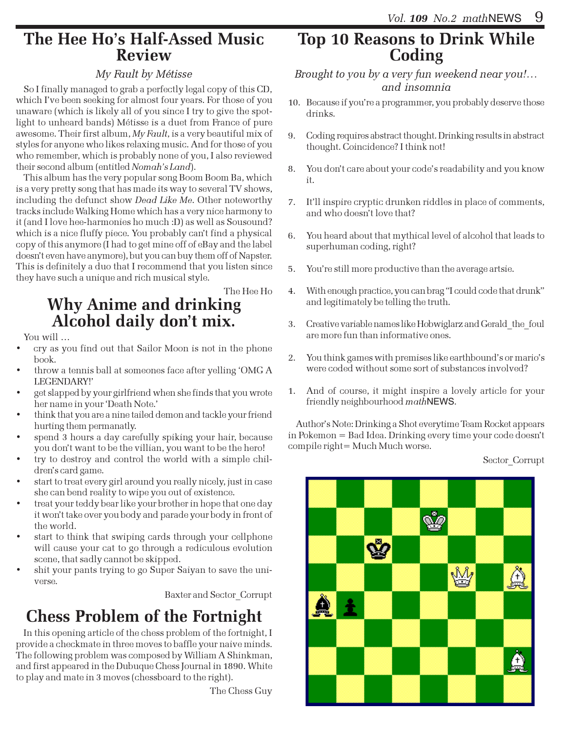# The Hee Ho's Half-Assed Music Review

*My Fault by Métisse*

So I finally managed to grab a perfectly legal copy of this CD, which I've been seeking for almost four years. For those of you unaware (which is likely all of you since I try to give the spotlight to unheard bands) Métisse is a duet from France of pure awesome. Their first album, *My Fault*, is a very beautiful mix of styles for anyone who likes relaxing music. And for those of you who remember, which is probably none of you, I also reviewed their second album (entitled *Nomah's Land*).

This album has the very popular song Boom Boom Ba, which is a very pretty song that has made its way to several TV shows, including the defunct show *Dead Like Me*. Other noteworthy tracks include Walking Home which has a very nice harmony to it (and I love hee-harmonies ho much :D) as well as Sousound? which is a nice fluffy piece. You probably can't find a physical copy of this anymore (I had to get mine off of eBay and the label doesn't even have anymore), but you can buy them off of Napster. This is definitely a duo that I recommend that you listen since they have such a unique and rich musical style.

The Hee Ho

# Why Anime and drinking Alcohol daily don't mix.

You will …

- cry as you find out that Sailor Moon is not in the phone book.
- throw a tennis ball at someones face after yelling 'OMG A LEGENDARY!'
- get slapped by your girlfriend when she finds that you wrote her name in your 'Death Note.'
- think that you are a nine tailed demon and tackle your friend hurting them permanatly.
- spend 3 hours a day carefully spiking your hair, because you don't want to be the villian, you want to be the hero!
- try to destroy and control the world with a simple children's card game.
- start to treat every girl around you really nicely, just in case she can bend reality to wipe you out of existence.
- treat your teddy bear like your brother in hope that one day it won't take over you body and parade your body in front of the world.
- start to think that swiping cards through your cellphone will cause your cat to go through a rediculous evolution scene, that sadly cannot be skipped.
- shit your pants trying to go Super Saiyan to save the universe.

Baxter and Sector_Corrupt

# Chess Problem of the Fortnight

In this opening article of the chess problem of the fortnight, I provide a checkmate in three moves to baffle your naive minds. The following problem was composed by William A Shinkman, and first appeared in the Dubuque Chess Journal in 1890. White to play and mate in 3 moves (chessboard to the right).

The Chess Guy

# Top 10 Reasons to Drink While Coding

*Brought to you by a very fun weekend near you!… and insomnia*

10. Because if you're a programmer, you probably deserve those drinks.
9. Coding requires abstract thought. Drinking results in abstract thought. Coincidence? I think not!
8. You don't care about your code's readability and you know it.
7. It'll inspire cryptic drunken riddles in place of comments, and who doesn't love that?
6. You heard about that mythical level of alcohol that leads to superhuman coding, right?
5. You're still more productive than the average artsie.
4. With enough practice, you can brag "I could code that drunk" and legitimately be telling the truth.
3. Creative variable names like Hobwiglarz and Gerald_the_foul are more fun than informative ones.
2. You think games with premises like earthbound's or mario's were coded without some sort of substances involved?
1. And of course, it might inspire a lovely article for your friendly neighbourhood *math*NEWS.

Author's Note: Drinking a Shot everytime Team Rocket appears in Pokemon = Bad Idea. Drinking every time your code doesn't compile right= Much Much worse.

Sector_Corrupt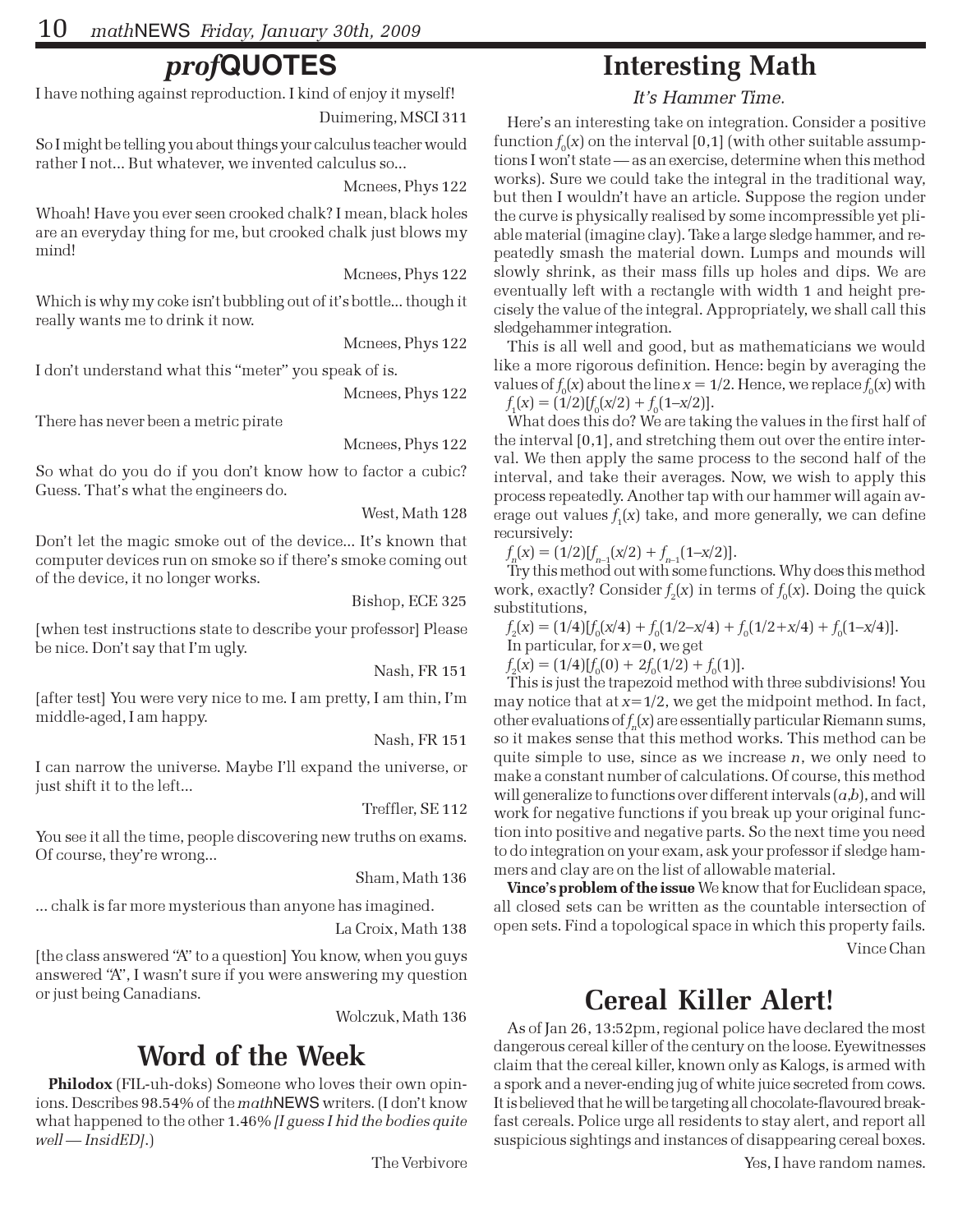## *prof*QUOTES

I have nothing against reproduction. I kind of enjoy it myself!

Duimering, MSCI 311

So I might be telling you about things your calculus teacher would rather I not... But whatever, we invented calculus so...

Mcnees, Phys 122

Whoah! Have you ever seen crooked chalk? I mean, black holes are an everyday thing for me, but crooked chalk just blows my mind!

Mcnees, Phys 122

Which is why my coke isn't bubbling out of it's bottle... though it really wants me to drink it now.

Mcnees, Phys 122

I don't understand what this "meter" you speak of is.

Mcnees, Phys 122

There has never been a metric pirate

Mcnees, Phys 122

So what do you do if you don't know how to factor a cubic? Guess. That's what the engineers do.

West, Math 128

Don't let the magic smoke out of the device... It's known that computer devices run on smoke so if there's smoke coming out of the device, it no longer works.

Bishop, ECE 325

[when test instructions state to describe your professor] Please be nice. Don't say that I'm ugly.

Nash, FR 151

[after test] You were very nice to me. I am pretty, I am thin, I'm middle-aged, I am happy.

Nash, FR 151

I can narrow the universe. Maybe I'll expand the universe, or just shift it to the left...

Treffler, SE 112

You see it all the time, people discovering new truths on exams. Of course, they're wrong...

Sham, Math 136

... chalk is far more mysterious than anyone has imagined.

La Croix, Math 138

[the class answered "A" to a question] You know, when you guys answered "A", I wasn't sure if you were answering my question or just being Canadians.

Wolczuk, Math 136

## Word of the Week

**Philodox** (FIL-uh-doks) Someone who loves their own opinions. Describes 98.54% of the *math*NEWS writers. (I don't know what happened to the other 1.46% *[I guess I hid the bodies quite well — InsidED]*.)

The Verbivore

## Interesting Math

*It's Hammer Time.*

Here's an interesting take on integration. Consider a positive function $f_0(x)$ on the interval [0,1] (with other suitable assumptions I won't state — as an exercise, determine when this method works). Sure we could take the integral in the traditional way, but then I wouldn't have an article. Suppose the region under the curve is physically realised by some incompressible yet pliable material (imagine clay). Take a large sledge hammer, and repeatedly smash the material down. Lumps and mounds will slowly shrink, as their mass fills up holes and dips. We are eventually left with a rectangle with width 1 and height precisely the value of the integral. Appropriately, we shall call this sledgehammer integration.

This is all well and good, but as mathematicians we would like a more rigorous definition. Hence: begin by averaging the values of $f_0(x)$ about the line $x = 1/2$. Hence, we replace $f_0(x)$ with $f_1(x) = (1/2)[f_0(x/2) + f_0(1–x/2)]$.

What does this do? We are taking the values in the first half of the interval [0,1], and stretching them out over the entire interval. We then apply the same process to the second half of the interval, and take their averages. Now, we wish to apply this process repeatedly. Another tap with our hammer will again average out values $f_1(x)$ take, and more generally, we can define recursively:

$f_n(x) = (1/2)[f_{n-1}(x/2) + f_{n-1}(1–x/2)]$.

Try this method out with some functions. Why does this method work, exactly? Consider $f_2(x)$ in terms of $f_0(x)$. Doing the quick substitutions,

$f_2(x) = (1/4)[f_0(x/4) + f_0(1/2–x/4) + f_0(1/2+x/4) + f_0(1–x/4)]$.

In particular, for $x=0$, we get

$f_2(x) = (1/4)[f_0(0) + 2f_0(1/2) + f_0(1)]$.

This is just the trapezoid method with three subdivisions! You may notice that at $x=1/2$, we get the midpoint method. In fact, other evaluations of $f_n(x)$ are essentially particular Riemann sums, so it makes sense that this method works. This method can be quite simple to use, since as we increase $n$, we only need to make a constant number of calculations. Of course, this method will generalize to functions over different intervals $(a,b)$, and will work for negative functions if you break up your original function into positive and negative parts. So the next time you need to do integration on your exam, ask your professor if sledge hammers and clay are on the list of allowable material.

**Vince's problem of the issue** We know that for Euclidean space, all closed sets can be written as the countable intersection of open sets. Find a topological space in which this property fails.

Vince Chan

## Cereal Killer Alert!

As of Jan 26, 13:52pm, regional police have declared the most dangerous cereal killer of the century on the loose. Eyewitnesses claim that the cereal killer, known only as Kalogs, is armed with a spork and a never-ending jug of white juice secreted from cows. It is believed that he will be targeting all chocolate-flavoured breakfast cereals. Police urge all residents to stay alert, and report all suspicious sightings and instances of disappearing cereal boxes.

Yes, I have random names.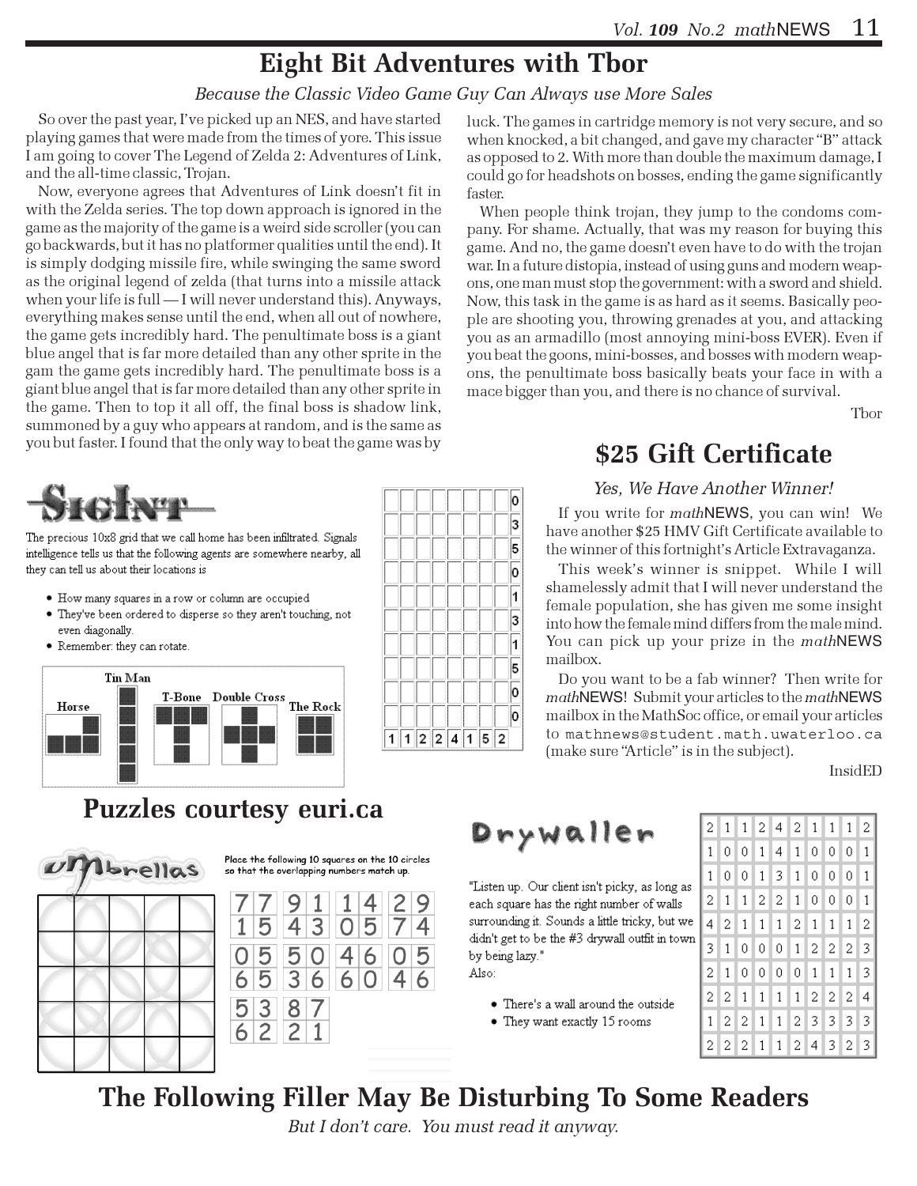# Eight Bit Adventures with Tbor

*Because the Classic Video Game Guy Can Always use More Sales*

So over the past year, I've picked up an NES, and have started playing games that were made from the times of yore. This issue I am going to cover The Legend of Zelda 2: Adventures of Link, and the all-time classic, Trojan.

Now, everyone agrees that Adventures of Link doesn't fit in with the Zelda series. The top down approach is ignored in the game as the majority of the game is a weird side scroller (you can go backwards, but it has no platformer qualities until the end). It is simply dodging missile fire, while swinging the same sword as the original legend of zelda (that turns into a missile attack when your life is full — I will never understand this). Anyways, everything makes sense until the end, when all out of nowhere, the game gets incredibly hard. The penultimate boss is a giant blue angel that is far more detailed than any other sprite in the gam the game gets incredibly hard. The penultimate boss is a giant blue angel that is far more detailed than any other sprite in the game. Then to top it all off, the final boss is shadow link, summoned by a guy who appears at random, and is the same as you but faster. I found that the only way to beat the game was by luck. The games in cartridge memory is not very secure, and so when knocked, a bit changed, and gave my character "B" attack as opposed to 2. With more than double the maximum damage, I could go for headshots on bosses, ending the game significantly faster.

When people think trojan, they jump to the condoms company. For shame. Actually, that was my reason for buying this game. And no, the game doesn't even have to do with the trojan war. In a future distopia, instead of using guns and modern weapons, one man must stop the government: with a sword and shield. Now, this task in the game is as hard as it seems. Basically people are shooting you, throwing grenades at you, and attacking you as an armadillo (most annoying mini-boss EVER). Even if you beat the goons, mini-bosses, and bosses with modern weapons, the penultimate boss basically beats your face in with a mace bigger than you, and there is no chance of survival.

Tbor

## SIGINT

The precious 10x8 grid that we call home has been infiltrated. Signals intelligence tells us that the following agents are somewhere nearby, all they can tell us about their locations is

- How many squares in a row or column are occupied
- They've been ordered to disperse so they aren't touching, not even diagonally.
- Remember: they can rotate.

Tin Man, Horse, T-Bone, Double Cross, The Rock

| | | | | | | | | |
|---|---|---|---|---|---|---|---|---|
| | | | | | | | | 0 |
| | | | | | | | | 3 |
| | | | | | | | | 5 |
| | | | | | | | | 0 |
| | | | | | | | | 1 |
| | | | | | | | | 3 |
| | | | | | | | | 1 |
| | | | | | | | | 5 |
| | | | | | | | | 0 |
| | | | | | | | | 0 |
| 1 | 1 | 2 | 2 | 4 | 1 | 5 | 2 | |

## $25 Gift Certificate

*Yes, We Have Another Winner!*

If you write for *math*NEWS, you can win! We have another $25 HMV Gift Certificate available to the winner of this fortnight's Article Extravaganza.

This week's winner is snippet. While I will shamelessly admit that I will never understand the female population, she has given me some insight into how the female mind differs from the male mind. You can pick up your prize in the *math*NEWS mailbox.

Do you want to be a fab winner? Then write for *math*NEWS! Submit your articles to the *math*NEWS mailbox in the MathSoc office, or email your articles to mathnews@student.math.uwaterloo.ca (make sure "Article" is in the subject).

InsidED

## Puzzles courtesy euri.ca

### Umbrellas

Place the following 10 squares on the 10 circles so that the overlapping numbers match up.

| | | | | |
|---|---|---|---|---|
| 77<br>15 | 91<br>43 | 14<br>05 | 29<br>74 | |
| 05<br>65 | 50<br>36 | 46<br>60 | 05<br>46 | |
| 53<br>62 | 87<br>21 | | | |

### Drywaller

"Listen up. Our client isn't picky, as long as each square has the right number of walls surrounding it. Sounds a little tricky, but we didn't get to be the #3 drywall outfit in town by being lazy."

Also:

- There's a wall around the outside
- They want exactly 15 rooms

| | | | | | | | | | |
|---|---|---|---|---|---|---|---|---|---|
| 2 | 1 | 1 | 2 | 4 | 2 | 1 | 1 | 1 | 2 |
| 1 | 0 | 0 | 1 | 4 | 1 | 0 | 0 | 0 | 1 |
| 1 | 0 | 0 | 1 | 3 | 1 | 0 | 0 | 0 | 1 |
| 2 | 1 | 1 | 2 | 2 | 1 | 0 | 0 | 0 | 1 |
| 4 | 2 | 1 | 1 | 1 | 2 | 1 | 1 | 1 | 2 |
| 3 | 1 | 0 | 0 | 0 | 1 | 2 | 2 | 2 | 3 |
| 2 | 1 | 0 | 0 | 0 | 0 | 1 | 1 | 1 | 3 |
| 2 | 2 | 1 | 1 | 1 | 1 | 2 | 2 | 2 | 4 |
| 1 | 2 | 2 | 1 | 1 | 2 | 3 | 3 | 3 | 3 |
| 2 | 2 | 2 | 1 | 1 | 2 | 4 | 3 | 2 | 3 |

# The Following Filler May Be Disturbing To Some Readers

*But I don't care. You must read it anyway.*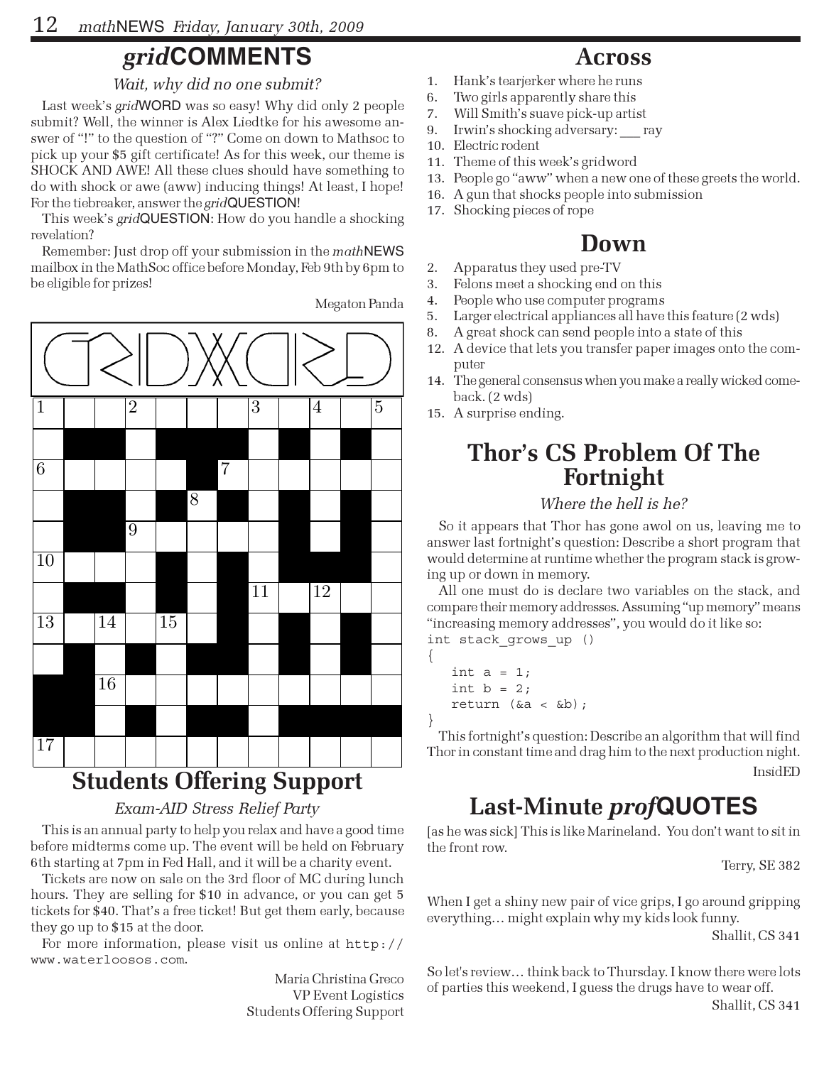## *grid*COMMENTS

*Wait, why did no one submit?*

Last week's *grid*WORD was so easy! Why did only 2 people submit? Well, the winner is Alex Liedtke for his awesome answer of "!" to the question of "?" Come on down to Mathsoc to pick up your $5 gift certificate! As for this week, our theme is SHOCK AND AWE! All these clues should have something to do with shock or awe (aww) inducing things! At least, I hope! For the tiebreaker, answer the *grid*QUESTION!

This week's *grid*QUESTION: How do you handle a shocking revelation?

Remember: Just drop off your submission in the *math*NEWS mailbox in the MathSoc office before Monday, Feb 9th by 6pm to be eligible for prizes!

Megaton Panda

GRIDWORD

## Across

1. Hank's tearjerker where he runs
6. Two girls apparently share this
7. Will Smith's suave pick-up artist
9. Irwin's shocking adversary: ___ ray
10. Electric rodent
11. Theme of this week's gridword
13. People go "aww" when a new one of these greets the world.
16. A gun that shocks people into submission
17. Shocking pieces of rope

## Down

2. Apparatus they used pre-TV
3. Felons meet a shocking end on this
4. People who use computer programs
5. Larger electrical appliances all have this feature (2 wds)
8. A great shock can send people into a state of this
12. A device that lets you transfer paper images onto the computer
14. The general consensus when you make a really wicked comeback. (2 wds)
15. A surprise ending.

## Students Offering Support

*Exam-AID Stress Relief Party*

This is an annual party to help you relax and have a good time before midterms come up. The event will be held on February 6th starting at 7pm in Fed Hall, and it will be a charity event.

Tickets are now on sale on the 3rd floor of MC during lunch hours. They are selling for $10 in advance, or you can get 5 tickets for $40. That's a free ticket! But get them early, because they go up to $15 at the door.

For more information, please visit us online at http://www.waterloosos.com.

Maria Christina Greco
VP Event Logistics
Students Offering Support

## Thor's CS Problem Of The Fortnight

*Where the hell is he?*

So it appears that Thor has gone awol on us, leaving me to answer last fortnight's question: Describe a short program that would determine at runtime whether the program stack is growing up or down in memory.

All one must do is declare two variables on the stack, and compare their memory addresses. Assuming "up memory" means "increasing memory addresses", you would do it like so:

```
int stack_grows_up ()
{
   int a = 1;
   int b = 2;
   return (&a < &b);
}
```

This fortnight's question: Describe an algorithm that will find Thor in constant time and drag him to the next production night.

InsidED

## Last-Minute *prof*QUOTES

[as he was sick] This is like Marineland. You don't want to sit in the front row.

Terry, SE 382

When I get a shiny new pair of vice grips, I go around gripping everything… might explain why my kids look funny.

Shallit, CS 341

So let's review… think back to Thursday. I know there were lots of parties this weekend, I guess the drugs have to wear off.

Shallit, CS 341